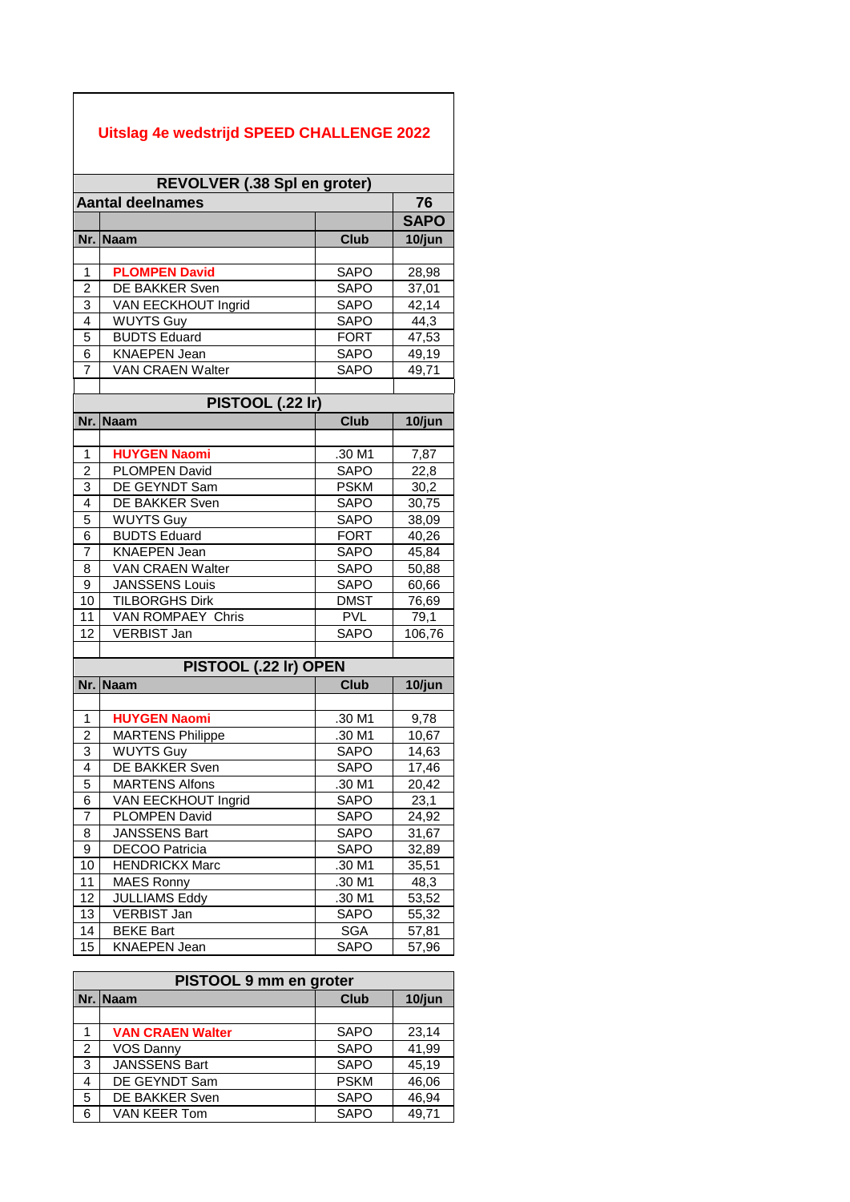# Uitslag 4e wedstrijd SPEED CHALLENGE 2022

## REVOLVER (.38 Spl en groter)

| Aantal deelnames | | | 76 |
|---|---|---|---|
| | | | SAPO |
| **Nr.** | **Naam** | **Club** | **10/jun** |
| 1 | **PLOMPEN David** | SAPO | 28,98 |
| 2 | DE BAKKER Sven | SAPO | 37,01 |
| 3 | VAN EECKHOUT Ingrid | SAPO | 42,14 |
| 4 | WUYTS Guy | SAPO | 44,3 |
| 5 | BUDTS Eduard | FORT | 47,53 |
| 6 | KNAEPEN Jean | SAPO | 49,19 |
| 7 | VAN CRAEN Walter | SAPO | 49,71 |

## PISTOOL (.22 lr)

| Nr. | Naam | Club | 10/jun |
|---|---|---|---|
| 1 | **HUYGEN Naomi** | .30 M1 | 7,87 |
| 2 | PLOMPEN David | SAPO | 22,8 |
| 3 | DE GEYNDT Sam | PSKM | 30,2 |
| 4 | DE BAKKER Sven | SAPO | 30,75 |
| 5 | WUYTS Guy | SAPO | 38,09 |
| 6 | BUDTS Eduard | FORT | 40,26 |
| 7 | KNAEPEN Jean | SAPO | 45,84 |
| 8 | VAN CRAEN Walter | SAPO | 50,88 |
| 9 | JANSSENS Louis | SAPO | 60,66 |
| 10 | TILBORGHS Dirk | DMST | 76,69 |
| 11 | VAN ROMPAEY Chris | PVL | 79,1 |
| 12 | VERBIST Jan | SAPO | 106,76 |

## PISTOOL (.22 lr) OPEN

| Nr. | Naam | Club | 10/jun |
|---|---|---|---|
| 1 | **HUYGEN Naomi** | .30 M1 | 9,78 |
| 2 | MARTENS Philippe | .30 M1 | 10,67 |
| 3 | WUYTS Guy | SAPO | 14,63 |
| 4 | DE BAKKER Sven | SAPO | 17,46 |
| 5 | MARTENS Alfons | .30 M1 | 20,42 |
| 6 | VAN EECKHOUT Ingrid | SAPO | 23,1 |
| 7 | PLOMPEN David | SAPO | 24,92 |
| 8 | JANSSENS Bart | SAPO | 31,67 |
| 9 | DECOO Patricia | SAPO | 32,89 |
| 10 | HENDRICKX Marc | .30 M1 | 35,51 |
| 11 | MAES Ronny | .30 M1 | 48,3 |
| 12 | JULLIAMS Eddy | .30 M1 | 53,52 |
| 13 | VERBIST Jan | SAPO | 55,32 |
| 14 | BEKE Bart | SGA | 57,81 |
| 15 | KNAEPEN Jean | SAPO | 57,96 |

## PISTOOL 9 mm en groter

| Nr. | Naam | Club | 10/jun |
|---|---|---|---|
| 1 | **VAN CRAEN Walter** | SAPO | 23,14 |
| 2 | VOS Danny | SAPO | 41,99 |
| 3 | JANSSENS Bart | SAPO | 45,19 |
| 4 | DE GEYNDT Sam | PSKM | 46,06 |
| 5 | DE BAKKER Sven | SAPO | 46,94 |
| 6 | VAN KEER Tom | SAPO | 49,71 |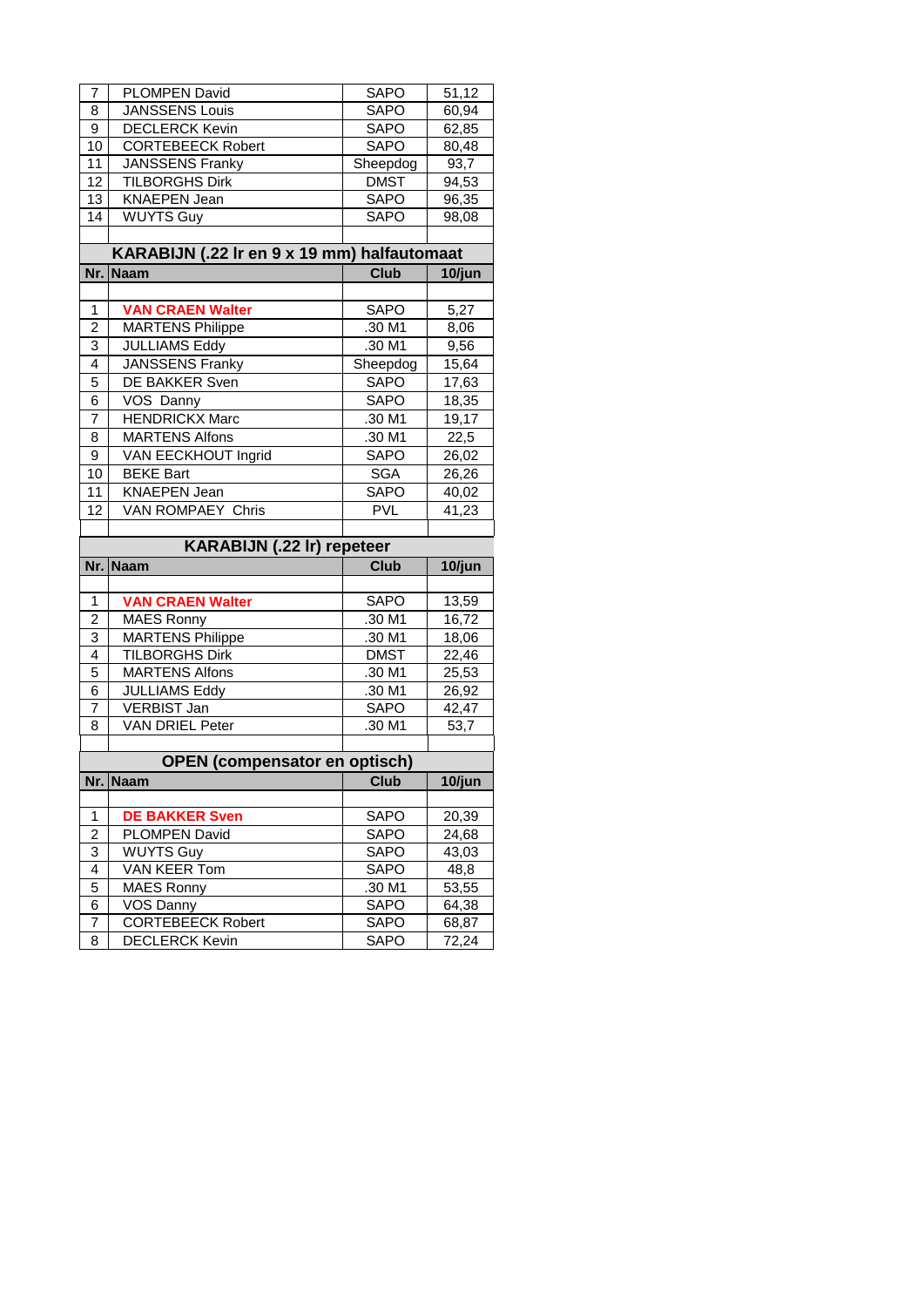| | | | |
|---|---|---|---|
| 7 | PLOMPEN David | SAPO | 51,12 |
| 8 | JANSSENS Louis | SAPO | 60,94 |
| 9 | DECLERCK Kevin | SAPO | 62,85 |
| 10 | CORTEBEECK Robert | SAPO | 80,48 |
| 11 | JANSSENS Franky | Sheepdog | 93,7 |
| 12 | TILBORGHS Dirk | DMST | 94,53 |
| 13 | KNAEPEN Jean | SAPO | 96,35 |
| 14 | WUYTS Guy | SAPO | 98,08 |

**KARABIJN (.22 lr en 9 x 19 mm) halfautomaat**

| Nr. | Naam | Club | 10/jun |
|---|---|---|---|
| 1 | **VAN CRAEN Walter** | SAPO | 5,27 |
| 2 | MARTENS Philippe | .30 M1 | 8,06 |
| 3 | JULLIAMS Eddy | .30 M1 | 9,56 |
| 4 | JANSSENS Franky | Sheepdog | 15,64 |
| 5 | DE BAKKER Sven | SAPO | 17,63 |
| 6 | VOS Danny | SAPO | 18,35 |
| 7 | HENDRICKX Marc | .30 M1 | 19,17 |
| 8 | MARTENS Alfons | .30 M1 | 22,5 |
| 9 | VAN EECKHOUT Ingrid | SAPO | 26,02 |
| 10 | BEKE Bart | SGA | 26,26 |
| 11 | KNAEPEN Jean | SAPO | 40,02 |
| 12 | VAN ROMPAEY Chris | PVL | 41,23 |

**KARABIJN (.22 lr) repeteer**

| Nr. | Naam | Club | 10/jun |
|---|---|---|---|
| 1 | **VAN CRAEN Walter** | SAPO | 13,59 |
| 2 | MAES Ronny | .30 M1 | 16,72 |
| 3 | MARTENS Philippe | .30 M1 | 18,06 |
| 4 | TILBORGHS Dirk | DMST | 22,46 |
| 5 | MARTENS Alfons | .30 M1 | 25,53 |
| 6 | JULLIAMS Eddy | .30 M1 | 26,92 |
| 7 | VERBIST Jan | SAPO | 42,47 |
| 8 | VAN DRIEL Peter | .30 M1 | 53,7 |

**OPEN (compensator en optisch)**

| Nr. | Naam | Club | 10/jun |
|---|---|---|---|
| 1 | **DE BAKKER Sven** | SAPO | 20,39 |
| 2 | PLOMPEN David | SAPO | 24,68 |
| 3 | WUYTS Guy | SAPO | 43,03 |
| 4 | VAN KEER Tom | SAPO | 48,8 |
| 5 | MAES Ronny | .30 M1 | 53,55 |
| 6 | VOS Danny | SAPO | 64,38 |
| 7 | CORTEBEECK Robert | SAPO | 68,87 |
| 8 | DECLERCK Kevin | SAPO | 72,24 |